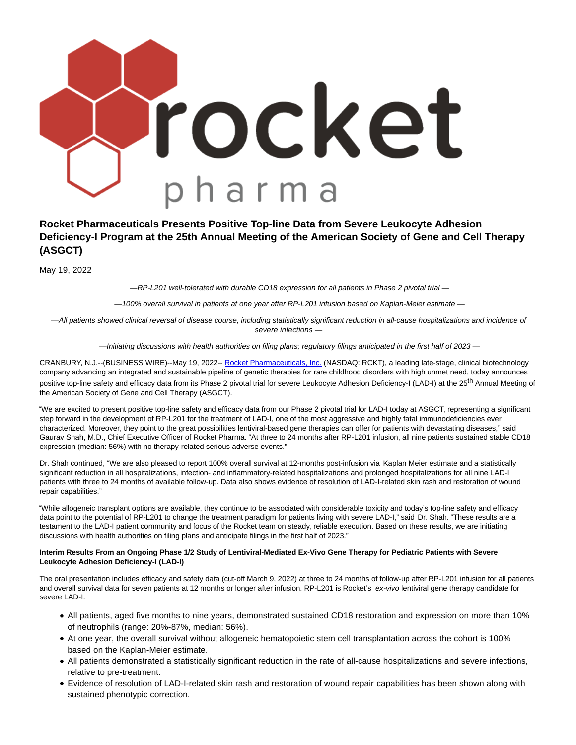# Rocket Pharmaceuticals Presents Positive Top-line Data from Severe Leukocyte Adhesion Deficiency-I Program at the 25th Annual Meeting of the American Society of Gene and Cell Therapy (ASGCT)

May 19, 2022

*—RP-L201 well-tolerated with durable CD18 expression for all patients in Phase 2 pivotal trial —*

*—100% overall survival in patients at one year after RP-L201 infusion based on Kaplan-Meier estimate —*

*—All patients showed clinical reversal of disease course, including statistically significant reduction in all-cause hospitalizations and incidence of severe infections —*

*—Initiating discussions with health authorities on filing plans; regulatory filings anticipated in the first half of 2023 —*

CRANBURY, N.J.--(BUSINESS WIRE)--May 19, 2022-- Rocket Pharmaceuticals, Inc. (NASDAQ: RCKT), a leading late-stage, clinical biotechnology company advancing an integrated and sustainable pipeline of genetic therapies for rare childhood disorders with high unmet need, today announces positive top-line safety and efficacy data from its Phase 2 pivotal trial for severe Leukocyte Adhesion Deficiency-I (LAD-I) at the 25th Annual Meeting of the American Society of Gene and Cell Therapy (ASGCT).

"We are excited to present positive top-line safety and efficacy data from our Phase 2 pivotal trial for LAD-I today at ASGCT, representing a significant step forward in the development of RP-L201 for the treatment of LAD-I, one of the most aggressive and highly fatal immunodeficiencies ever characterized. Moreover, they point to the great possibilities lentiviral-based gene therapies can offer for patients with devastating diseases," said Gaurav Shah, M.D., Chief Executive Officer of Rocket Pharma. "At three to 24 months after RP-L201 infusion, all nine patients sustained stable CD18 expression (median: 56%) with no therapy-related serious adverse events."

Dr. Shah continued, "We are also pleased to report 100% overall survival at 12-months post-infusion via Kaplan Meier estimate and a statistically significant reduction in all hospitalizations, infection- and inflammatory-related hospitalizations and prolonged hospitalizations for all nine LAD-I patients with three to 24 months of available follow-up. Data also shows evidence of resolution of LAD-I-related skin rash and restoration of wound repair capabilities."

"While allogeneic transplant options are available, they continue to be associated with considerable toxicity and today's top-line safety and efficacy data point to the potential of RP-L201 to change the treatment paradigm for patients living with severe LAD-I," said Dr. Shah. "These results are a testament to the LAD-I patient community and focus of the Rocket team on steady, reliable execution. Based on these results, we are initiating discussions with health authorities on filing plans and anticipate filings in the first half of 2023."

**Interim Results From an Ongoing Phase 1/2 Study of Lentiviral-Mediated Ex-Vivo Gene Therapy for Pediatric Patients with Severe Leukocyte Adhesion Deficiency-I (LAD-I)**

The oral presentation includes efficacy and safety data (cut-off March 9, 2022) at three to 24 months of follow-up after RP-L201 infusion for all patients and overall survival data for seven patients at 12 months or longer after infusion. RP-L201 is Rocket's *ex-vivo* lentiviral gene therapy candidate for severe LAD-I.

- All patients, aged five months to nine years, demonstrated sustained CD18 restoration and expression on more than 10% of neutrophils (range: 20%-87%, median: 56%).
- At one year, the overall survival without allogeneic hematopoietic stem cell transplantation across the cohort is 100% based on the Kaplan-Meier estimate.
- All patients demonstrated a statistically significant reduction in the rate of all-cause hospitalizations and severe infections, relative to pre-treatment.
- Evidence of resolution of LAD-I-related skin rash and restoration of wound repair capabilities has been shown along with sustained phenotypic correction.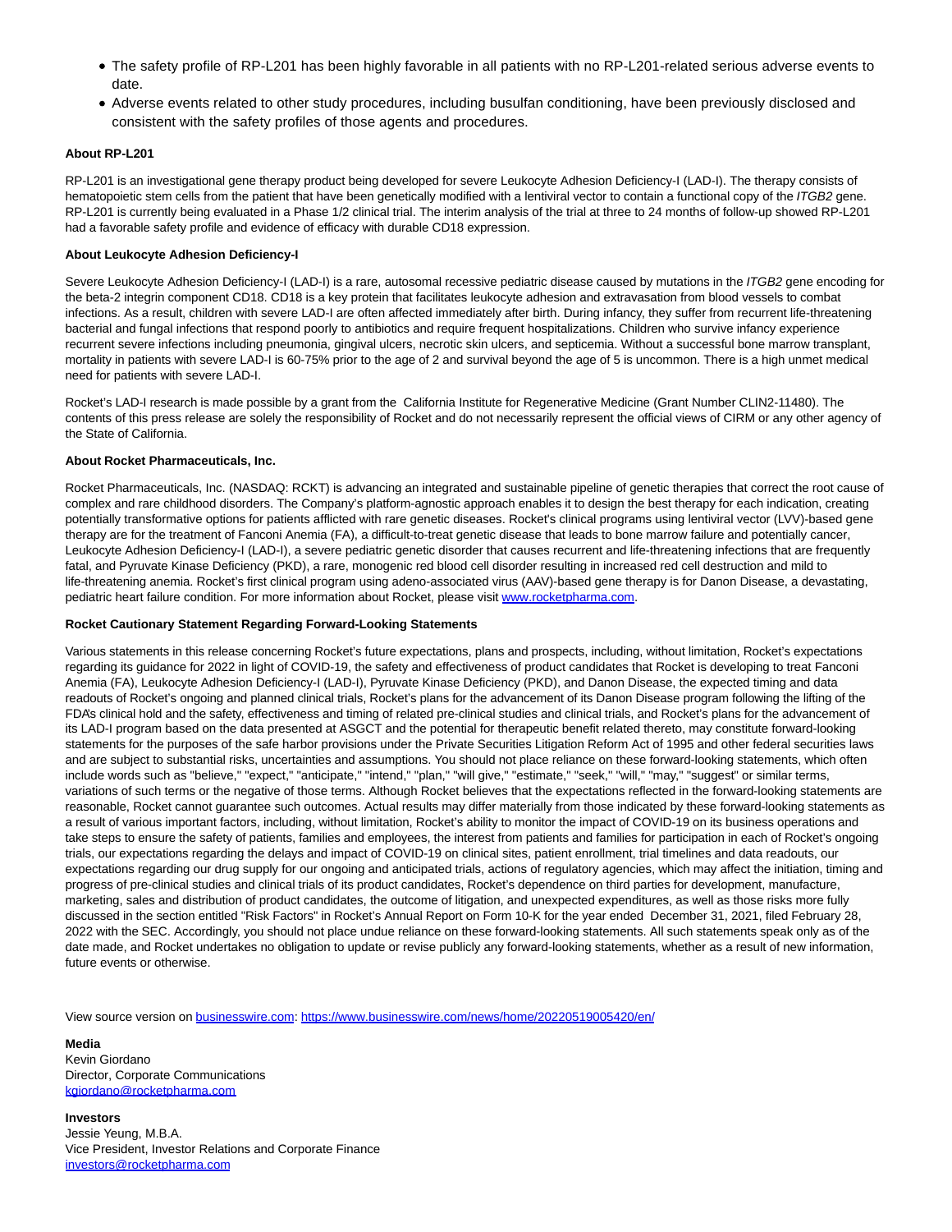- The safety profile of RP-L201 has been highly favorable in all patients with no RP-L201-related serious adverse events to date.
- Adverse events related to other study procedures, including busulfan conditioning, have been previously disclosed and consistent with the safety profiles of those agents and procedures.

**About RP-L201**

RP-L201 is an investigational gene therapy product being developed for severe Leukocyte Adhesion Deficiency-I (LAD-I). The therapy consists of hematopoietic stem cells from the patient that have been genetically modified with a lentiviral vector to contain a functional copy of the *ITGB2* gene. RP-L201 is currently being evaluated in a Phase 1/2 clinical trial. The interim analysis of the trial at three to 24 months of follow-up showed RP-L201 had a favorable safety profile and evidence of efficacy with durable CD18 expression.

**About Leukocyte Adhesion Deficiency-I**

Severe Leukocyte Adhesion Deficiency-I (LAD-I) is a rare, autosomal recessive pediatric disease caused by mutations in the *ITGB2* gene encoding for the beta-2 integrin component CD18. CD18 is a key protein that facilitates leukocyte adhesion and extravasation from blood vessels to combat infections. As a result, children with severe LAD-I are often affected immediately after birth. During infancy, they suffer from recurrent life-threatening bacterial and fungal infections that respond poorly to antibiotics and require frequent hospitalizations. Children who survive infancy experience recurrent severe infections including pneumonia, gingival ulcers, necrotic skin ulcers, and septicemia. Without a successful bone marrow transplant, mortality in patients with severe LAD-I is 60-75% prior to the age of 2 and survival beyond the age of 5 is uncommon. There is a high unmet medical need for patients with severe LAD-I.

Rocket's LAD-I research is made possible by a grant from the California Institute for Regenerative Medicine (Grant Number CLIN2-11480). The contents of this press release are solely the responsibility of Rocket and do not necessarily represent the official views of CIRM or any other agency of the State of California.

**About Rocket Pharmaceuticals, Inc.**

Rocket Pharmaceuticals, Inc. (NASDAQ: RCKT) is advancing an integrated and sustainable pipeline of genetic therapies that correct the root cause of complex and rare childhood disorders. The Company's platform-agnostic approach enables it to design the best therapy for each indication, creating potentially transformative options for patients afflicted with rare genetic diseases. Rocket's clinical programs using lentiviral vector (LVV)-based gene therapy are for the treatment of Fanconi Anemia (FA), a difficult-to-treat genetic disease that leads to bone marrow failure and potentially cancer, Leukocyte Adhesion Deficiency-I (LAD-I), a severe pediatric genetic disorder that causes recurrent and life-threatening infections that are frequently fatal, and Pyruvate Kinase Deficiency (PKD), a rare, monogenic red blood cell disorder resulting in increased red cell destruction and mild to life-threatening anemia. Rocket's first clinical program using adeno-associated virus (AAV)-based gene therapy is for Danon Disease, a devastating, pediatric heart failure condition. For more information about Rocket, please visit www.rocketpharma.com.

**Rocket Cautionary Statement Regarding Forward-Looking Statements**

Various statements in this release concerning Rocket's future expectations, plans and prospects, including, without limitation, Rocket's expectations regarding its guidance for 2022 in light of COVID-19, the safety and effectiveness of product candidates that Rocket is developing to treat Fanconi Anemia (FA), Leukocyte Adhesion Deficiency-I (LAD-I), Pyruvate Kinase Deficiency (PKD), and Danon Disease, the expected timing and data readouts of Rocket's ongoing and planned clinical trials, Rocket's plans for the advancement of its Danon Disease program following the lifting of the FDA's clinical hold and the safety, effectiveness and timing of related pre-clinical studies and clinical trials, and Rocket's plans for the advancement of its LAD-I program based on the data presented at ASGCT and the potential for therapeutic benefit related thereto, may constitute forward-looking statements for the purposes of the safe harbor provisions under the Private Securities Litigation Reform Act of 1995 and other federal securities laws and are subject to substantial risks, uncertainties and assumptions. You should not place reliance on these forward-looking statements, which often include words such as "believe," "expect," "anticipate," "intend," "plan," "will give," "estimate," "seek," "will," "may," "suggest" or similar terms, variations of such terms or the negative of those terms. Although Rocket believes that the expectations reflected in the forward-looking statements are reasonable, Rocket cannot guarantee such outcomes. Actual results may differ materially from those indicated by these forward-looking statements as a result of various important factors, including, without limitation, Rocket's ability to monitor the impact of COVID-19 on its business operations and take steps to ensure the safety of patients, families and employees, the interest from patients and families for participation in each of Rocket's ongoing trials, our expectations regarding the delays and impact of COVID-19 on clinical sites, patient enrollment, trial timelines and data readouts, our expectations regarding our drug supply for our ongoing and anticipated trials, actions of regulatory agencies, which may affect the initiation, timing and progress of pre-clinical studies and clinical trials of its product candidates, Rocket's dependence on third parties for development, manufacture, marketing, sales and distribution of product candidates, the outcome of litigation, and unexpected expenditures, as well as those risks more fully discussed in the section entitled "Risk Factors" in Rocket's Annual Report on Form 10-K for the year ended December 31, 2021, filed February 28, 2022 with the SEC. Accordingly, you should not place undue reliance on these forward-looking statements. All such statements speak only as of the date made, and Rocket undertakes no obligation to update or revise publicly any forward-looking statements, whether as a result of new information, future events or otherwise.

View source version on businesswire.com: https://www.businesswire.com/news/home/20220519005420/en/

**Media**
Kevin Giordano
Director, Corporate Communications
kgiordano@rocketpharma.com

**Investors**
Jessie Yeung, M.B.A.
Vice President, Investor Relations and Corporate Finance
investors@rocketpharma.com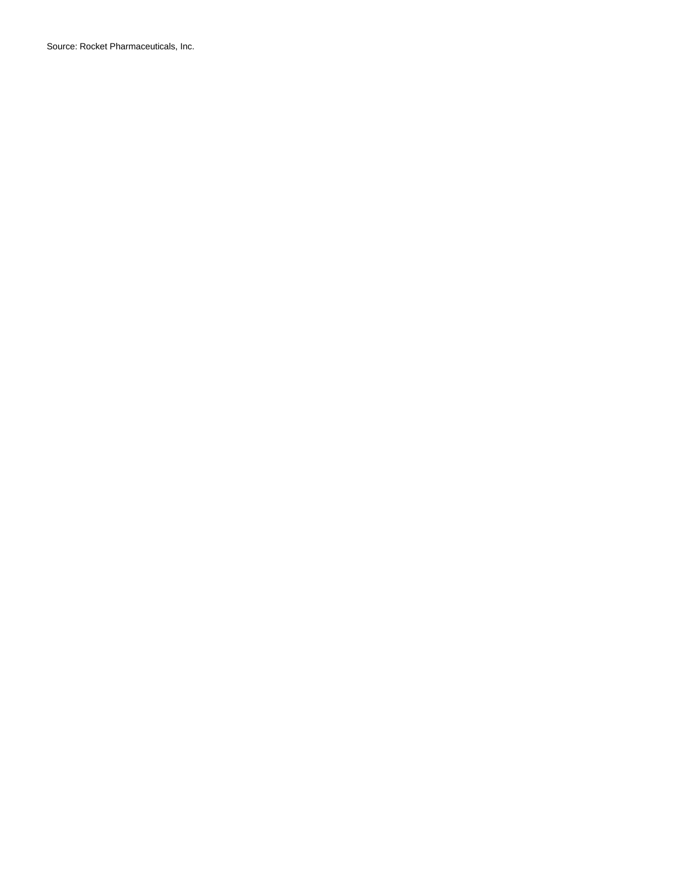Source: Rocket Pharmaceuticals, Inc.